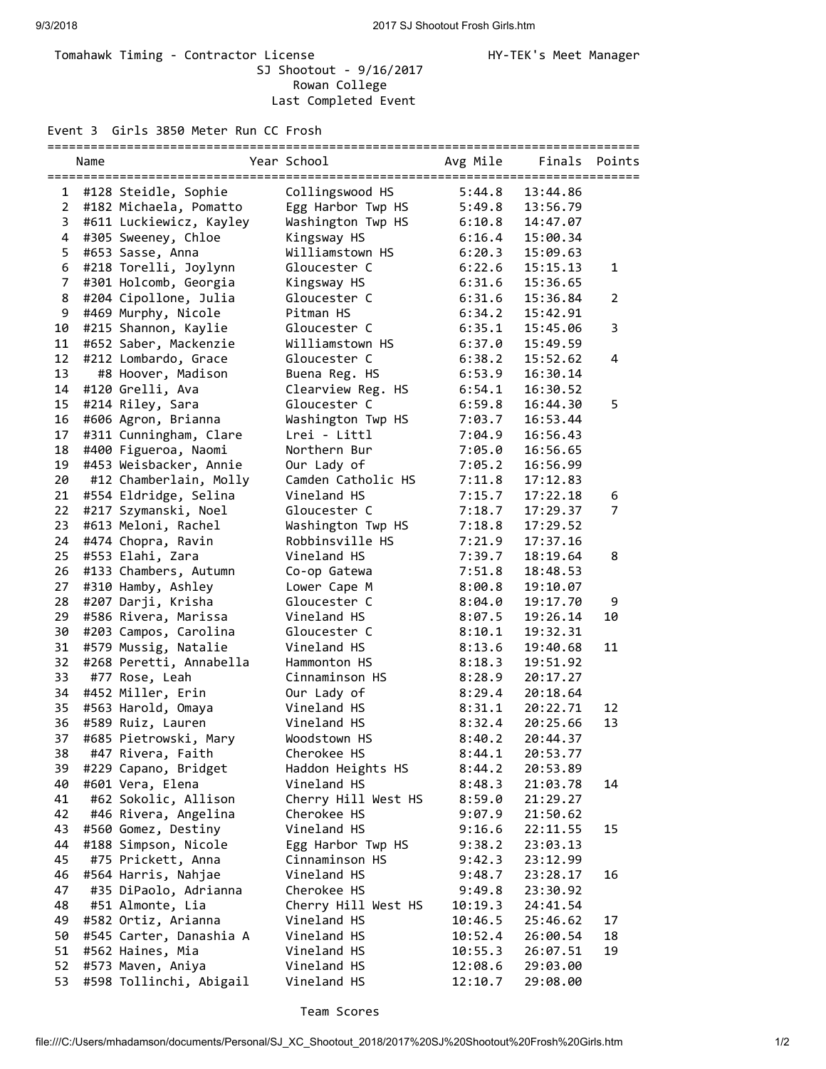Tomahawk Timing - Contractor License HY-TEK's Meet Manager

SJ Shootout - 9/16/2017

Rowan College

Last Completed Event

Event 3 Girls 3850 Meter Run CC Frosh

| | Name | Year School | Avg Mile | Finals | Points |
|---|---|---|---|---|---|
| 1 | #128 Steidle, Sophie | Collingswood HS | 5:44.8 | 13:44.86 | |
| 2 | #182 Michaela, Pomatto | Egg Harbor Twp HS | 5:49.8 | 13:56.79 | |
| 3 | #611 Luckiewicz, Kayley | Washington Twp HS | 6:10.8 | 14:47.07 | |
| 4 | #305 Sweeney, Chloe | Kingsway HS | 6:16.4 | 15:00.34 | |
| 5 | #653 Sasse, Anna | Williamstown HS | 6:20.3 | 15:09.63 | |
| 6 | #218 Torelli, Joylynn | Gloucester C | 6:22.6 | 15:15.13 | 1 |
| 7 | #301 Holcomb, Georgia | Kingsway HS | 6:31.6 | 15:36.65 | |
| 8 | #204 Cipollone, Julia | Gloucester C | 6:31.6 | 15:36.84 | 2 |
| 9 | #469 Murphy, Nicole | Pitman HS | 6:34.2 | 15:42.91 | |
| 10 | #215 Shannon, Kaylie | Gloucester C | 6:35.1 | 15:45.06 | 3 |
| 11 | #652 Saber, Mackenzie | Williamstown HS | 6:37.0 | 15:49.59 | |
| 12 | #212 Lombardo, Grace | Gloucester C | 6:38.2 | 15:52.62 | 4 |
| 13 | #8 Hoover, Madison | Buena Reg. HS | 6:53.9 | 16:30.14 | |
| 14 | #120 Grelli, Ava | Clearview Reg. HS | 6:54.1 | 16:30.52 | |
| 15 | #214 Riley, Sara | Gloucester C | 6:59.8 | 16:44.30 | 5 |
| 16 | #606 Agron, Brianna | Washington Twp HS | 7:03.7 | 16:53.44 | |
| 17 | #311 Cunningham, Clare | Lrei - Littl | 7:04.9 | 16:56.43 | |
| 18 | #400 Figueroa, Naomi | Northern Bur | 7:05.0 | 16:56.65 | |
| 19 | #453 Weisbacker, Annie | Our Lady of | 7:05.2 | 16:56.99 | |
| 20 | #12 Chamberlain, Molly | Camden Catholic HS | 7:11.8 | 17:12.83 | |
| 21 | #554 Eldridge, Selina | Vineland HS | 7:15.7 | 17:22.18 | 6 |
| 22 | #217 Szymanski, Noel | Gloucester C | 7:18.7 | 17:29.37 | 7 |
| 23 | #613 Meloni, Rachel | Washington Twp HS | 7:18.8 | 17:29.52 | |
| 24 | #474 Chopra, Ravin | Robbinsville HS | 7:21.9 | 17:37.16 | |
| 25 | #553 Elahi, Zara | Vineland HS | 7:39.7 | 18:19.64 | 8 |
| 26 | #133 Chambers, Autumn | Co-op Gatewa | 7:51.8 | 18:48.53 | |
| 27 | #310 Hamby, Ashley | Lower Cape M | 8:00.8 | 19:10.07 | |
| 28 | #207 Darji, Krisha | Gloucester C | 8:04.0 | 19:17.70 | 9 |
| 29 | #586 Rivera, Marissa | Vineland HS | 8:07.5 | 19:26.14 | 10 |
| 30 | #203 Campos, Carolina | Gloucester C | 8:10.1 | 19:32.31 | |
| 31 | #579 Mussig, Natalie | Vineland HS | 8:13.6 | 19:40.68 | 11 |
| 32 | #268 Peretti, Annabella | Hammonton HS | 8:18.3 | 19:51.92 | |
| 33 | #77 Rose, Leah | Cinnaminson HS | 8:28.9 | 20:17.27 | |
| 34 | #452 Miller, Erin | Our Lady of | 8:29.4 | 20:18.64 | |
| 35 | #563 Harold, Omaya | Vineland HS | 8:31.1 | 20:22.71 | 12 |
| 36 | #589 Ruiz, Lauren | Vineland HS | 8:32.4 | 20:25.66 | 13 |
| 37 | #685 Pietrowski, Mary | Woodstown HS | 8:40.2 | 20:44.37 | |
| 38 | #47 Rivera, Faith | Cherokee HS | 8:44.1 | 20:53.77 | |
| 39 | #229 Capano, Bridget | Haddon Heights HS | 8:44.2 | 20:53.89 | |
| 40 | #601 Vera, Elena | Vineland HS | 8:48.3 | 21:03.78 | 14 |
| 41 | #62 Sokolic, Allison | Cherry Hill West HS | 8:59.0 | 21:29.27 | |
| 42 | #46 Rivera, Angelina | Cherokee HS | 9:07.9 | 21:50.62 | |
| 43 | #560 Gomez, Destiny | Vineland HS | 9:16.6 | 22:11.55 | 15 |
| 44 | #188 Simpson, Nicole | Egg Harbor Twp HS | 9:38.2 | 23:03.13 | |
| 45 | #75 Prickett, Anna | Cinnaminson HS | 9:42.3 | 23:12.99 | |
| 46 | #564 Harris, Nahjae | Vineland HS | 9:48.7 | 23:28.17 | 16 |
| 47 | #35 DiPaolo, Adrianna | Cherokee HS | 9:49.8 | 23:30.92 | |
| 48 | #51 Almonte, Lia | Cherry Hill West HS | 10:19.3 | 24:41.54 | |
| 49 | #582 Ortiz, Arianna | Vineland HS | 10:46.5 | 25:46.62 | 17 |
| 50 | #545 Carter, Danashia A | Vineland HS | 10:52.4 | 26:00.54 | 18 |
| 51 | #562 Haines, Mia | Vineland HS | 10:55.3 | 26:07.51 | 19 |
| 52 | #573 Maven, Aniya | Vineland HS | 12:08.6 | 29:03.00 | |
| 53 | #598 Tollinchi, Abigail | Vineland HS | 12:10.7 | 29:08.00 | |

Team Scores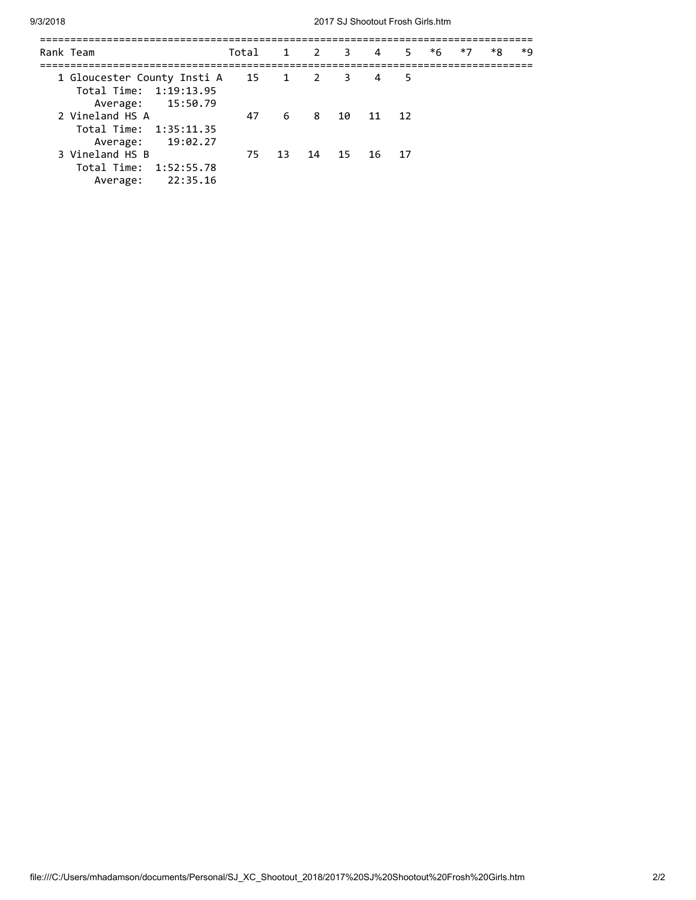| Rank | Team | Total | 1 | 2 | 3 | 4 | 5 | *6 | *7 | *8 | *9 |
|---|---|---|---|---|---|---|---|---|---|---|---|
| 1 | Gloucester County Insti A | 15 | 1 | 2 | 3 | 4 | 5 | | | | |
| | Total Time: 1:19:13.95 | | | | | | | | | | |
| | Average: 15:50.79 | | | | | | | | | | |
| 2 | Vineland HS A | 47 | 6 | 8 | 10 | 11 | 12 | | | | |
| | Total Time: 1:35:11.35 | | | | | | | | | | |
| | Average: 19:02.27 | | | | | | | | | | |
| 3 | Vineland HS B | 75 | 13 | 14 | 15 | 16 | 17 | | | | |
| | Total Time: 1:52:55.78 | | | | | | | | | | |
| | Average: 22:35.16 | | | | | | | | | | |